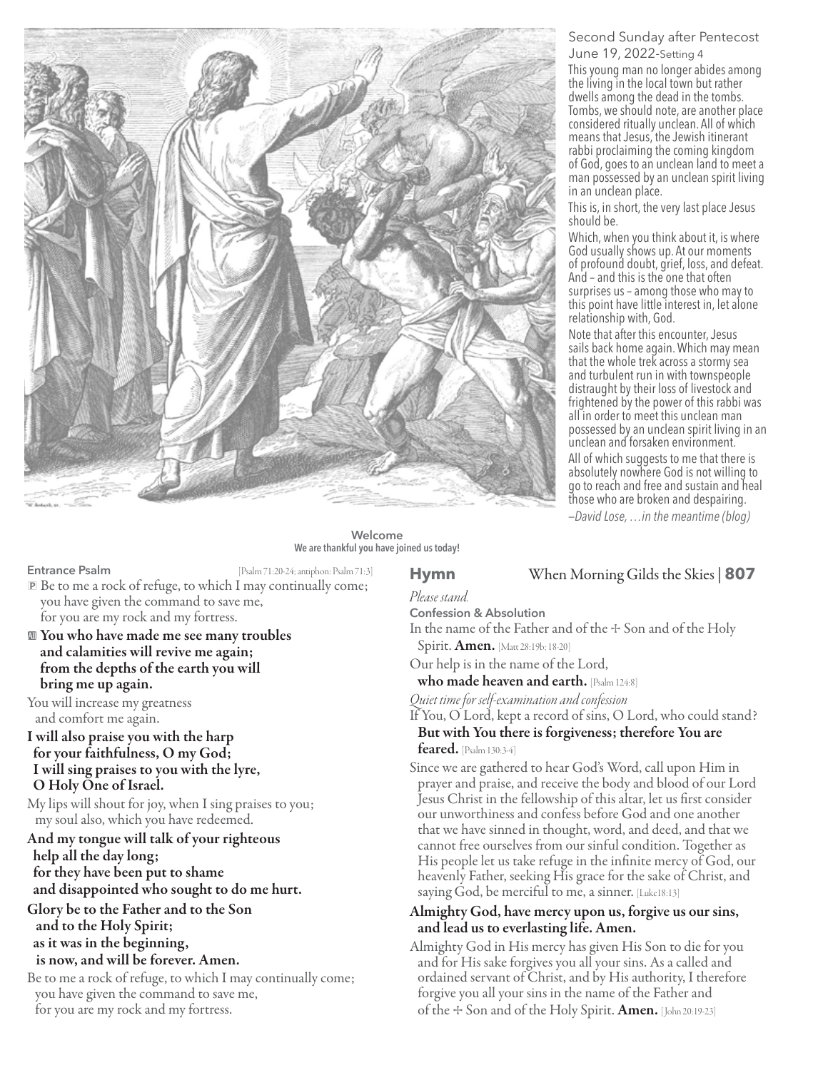Second Sunday after Pentecost
June 19, 2022-Setting 4

This young man no longer abides among the living in the local town but rather dwells among the dead in the tombs. Tombs, we should note, are another place considered ritually unclean. All of which means that Jesus, the Jewish itinerant rabbi proclaiming the coming kingdom of God, goes to an unclean land to meet a man possessed by an unclean spirit living in an unclean place.

This is, in short, the very last place Jesus should be.

Which, when you think about it, is where God usually shows up. At our moments of profound doubt, grief, loss, and defeat. And – and this is the one that often surprises us – among those who may to this point have little interest in, let alone relationship with, God.

Note that after this encounter, Jesus sails back home again. Which may mean that the whole trek across a stormy sea and turbulent run in with townspeople distraught by their loss of livestock and frightened by the power of this rabbi was all in order to meet this unclean man possessed by an unclean spirit living in an unclean and forsaken environment.

All of which suggests to me that there is absolutely nowhere God is not willing to go to reach and free and sustain and heal those who are broken and despairing.

*–David Lose, …in the meantime (blog)*

**Welcome**
**We are thankful you have joined us today!**

**Entrance Psalm** [Psalm 71:20-24; antiphon: Psalm 71:3]

P Be to me a rock of refuge, to which I may continually come; you have given the command to save me, for you are my rock and my fortress.

**A You who have made me see many troubles and calamities will revive me again; from the depths of the earth you will bring me up again.**

You will increase my greatness and comfort me again.

**I will also praise you with the harp for your faithfulness, O my God; I will sing praises to you with the lyre, O Holy One of Israel.**

My lips will shout for joy, when I sing praises to you; my soul also, which you have redeemed.

**And my tongue will talk of your righteous help all the day long; for they have been put to shame and disappointed who sought to do me hurt.**

**Glory be to the Father and to the Son and to the Holy Spirit; as it was in the beginning, is now, and will be forever. Amen.**

Be to me a rock of refuge, to which I may continually come; you have given the command to save me, for you are my rock and my fortress.

**Hymn** When Morning Gilds the Skies | **807**

*Please stand.*

**Confession & Absolution**

In the name of the Father and of the ☩ Son and of the Holy Spirit. **Amen.** [Matt 28:19b; 18-20]

Our help is in the name of the Lord,
**who made heaven and earth.** [Psalm 124:8]

*Quiet time for self-examination and confession*

If You, O Lord, kept a record of sins, O Lord, who could stand?
**But with You there is forgiveness; therefore You are feared.** [Psalm 130:3-4]

Since we are gathered to hear God's Word, call upon Him in prayer and praise, and receive the body and blood of our Lord Jesus Christ in the fellowship of this altar, let us first consider our unworthiness and confess before God and one another that we have sinned in thought, word, and deed, and that we cannot free ourselves from our sinful condition. Together as His people let us take refuge in the infinite mercy of God, our heavenly Father, seeking His grace for the sake of Christ, and saying God, be merciful to me, a sinner. [Luke18:13]

**Almighty God, have mercy upon us, forgive us our sins, and lead us to everlasting life. Amen.**

Almighty God in His mercy has given His Son to die for you and for His sake forgives you all your sins. As a called and ordained servant of Christ, and by His authority, I therefore forgive you all your sins in the name of the Father and of the ☩ Son and of the Holy Spirit. **Amen.** [John 20:19-23]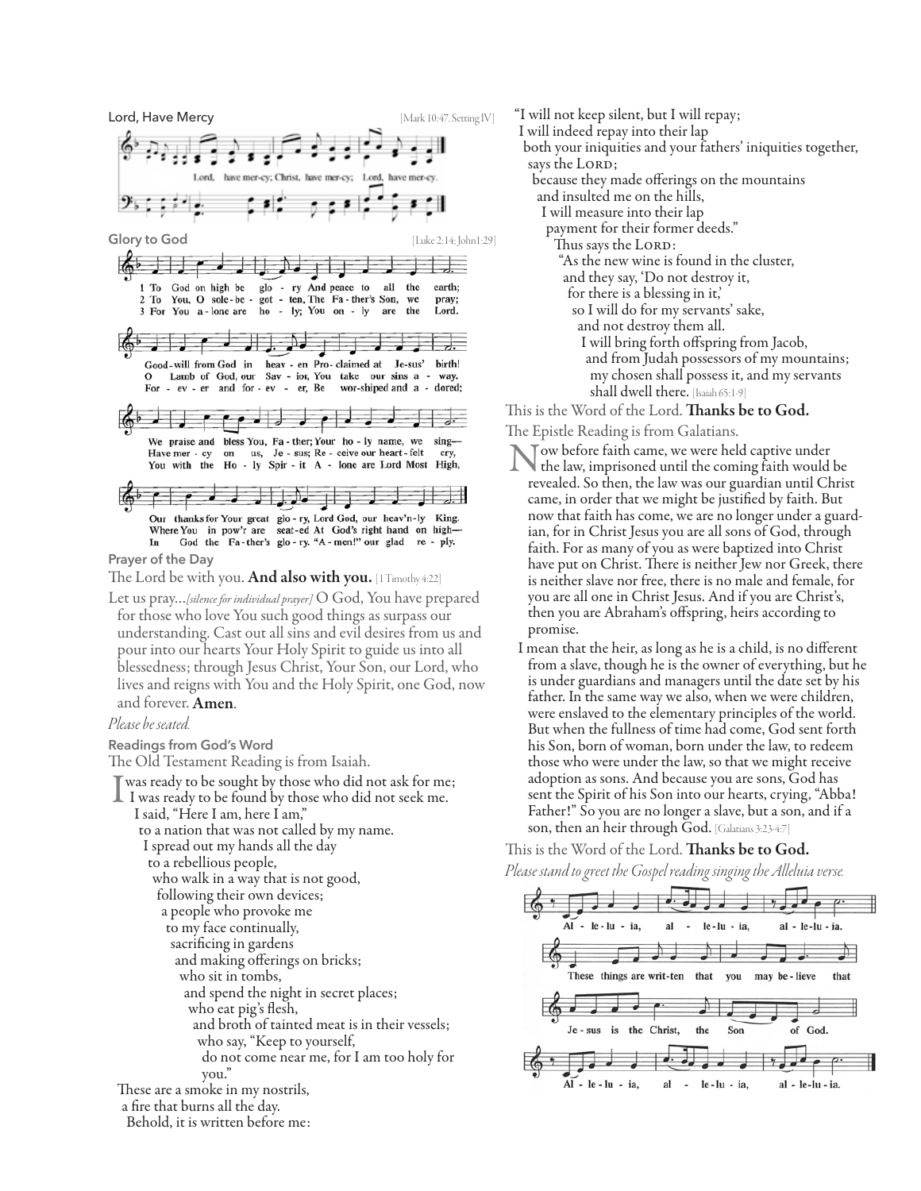### Lord, Have Mercy

[Mark 10:47, Setting IV]

Lord, have mer-cy; Christ, have mer-cy; Lord, have mer-cy.

### Glory to God

[Luke 2:14; John1:29]

1 To God on high be glo - ry And peace to all the earth;
2 To You, O sole-be - got - ten, The Fa - ther's Son, we pray;
3 For You a - lone are ho - ly; You on - ly are the Lord.

Good-will from God in heav - en Pro- claimed at Je-sus' birth!
O Lamb of God, our Sav - ior, You take our sins a - way.
For - ev - er and for - ev - er, Be wor-shiped and a - dored;

We praise and bless You, Fa - ther; Your ho - ly name, we sing—
Have mer - cy on us, Je - sus; Re - ceive our heart - felt cry,
You with the Ho - ly Spir - it A - lone are Lord Most High,

Our thanks for Your great glo - ry, Lord God, our heav'n-ly King.
Where You in pow'r are seat-ed At God's right hand on high—
In God the Fa - ther's glo - ry. "A - men!" our glad re - ply.

### Prayer of the Day

The Lord be with you. **And also with you.** [1 Timothy 4:22]

Let us pray...*[silence for individual prayer]* O God, You have prepared for those who love You such good things as surpass our understanding. Cast out all sins and evil desires from us and pour into our hearts Your Holy Spirit to guide us into all blessedness; through Jesus Christ, Your Son, our Lord, who lives and reigns with You and the Holy Spirit, one God, now and forever. **Amen**.

*Please be seated.*

### Readings from God's Word

The Old Testament Reading is from Isaiah.

I was ready to be sought by those who did not ask for me;
I was ready to be found by those who did not seek me.
I said, "Here I am, here I am,"
to a nation that was not called by my name.
I spread out my hands all the day
to a rebellious people,
who walk in a way that is not good,
following their own devices;
a people who provoke me
to my face continually,
sacrificing in gardens
and making offerings on bricks;
who sit in tombs,
and spend the night in secret places;
who eat pig's flesh,
and broth of tainted meat is in their vessels;
who say, "Keep to yourself,
do not come near me, for I am too holy for you."
These are a smoke in my nostrils,
a fire that burns all the day.
Behold, it is written before me:
"I will not keep silent, but I will repay;
I will indeed repay into their lap
both your iniquities and your fathers' iniquities together,
says the LORD;
because they made offerings on the mountains
and insulted me on the hills,
I will measure into their lap
payment for their former deeds."
Thus says the LORD:
"As the new wine is found in the cluster,
and they say, 'Do not destroy it,
for there is a blessing in it,'
so I will do for my servants' sake,
and not destroy them all.
I will bring forth offspring from Jacob,
and from Judah possessors of my mountains;
my chosen shall possess it, and my servants shall dwell there. [Isaiah 65:1-9]

This is the Word of the Lord. **Thanks be to God.**

The Epistle Reading is from Galatians.

Now before faith came, we were held captive under the law, imprisoned until the coming faith would be revealed. So then, the law was our guardian until Christ came, in order that we might be justified by faith. But now that faith has come, we are no longer under a guardian, for in Christ Jesus you are all sons of God, through faith. For as many of you as were baptized into Christ have put on Christ. There is neither Jew nor Greek, there is neither slave nor free, there is no male and female, for you are all one in Christ Jesus. And if you are Christ's, then you are Abraham's offspring, heirs according to promise.

I mean that the heir, as long as he is a child, is no different from a slave, though he is the owner of everything, but he is under guardians and managers until the date set by his father. In the same way we also, when we were children, were enslaved to the elementary principles of the world. But when the fullness of time had come, God sent forth his Son, born of woman, born under the law, to redeem those who were under the law, so that we might receive adoption as sons. And because you are sons, God has sent the Spirit of his Son into our hearts, crying, "Abba! Father!" So you are no longer a slave, but a son, and if a son, then an heir through God. [Galatians 3:23-4:7]

This is the Word of the Lord. **Thanks be to God.**

*Please stand to greet the Gospel reading singing the Alleluia verse.*

Al - le - lu - ia, al - le - lu - ia, al - le - lu - ia.

These things are writ-ten that you may be - lieve that

Je - sus is the Christ, the Son of God.

Al - le - lu - ia, al - le - lu - ia, al - le - lu - ia.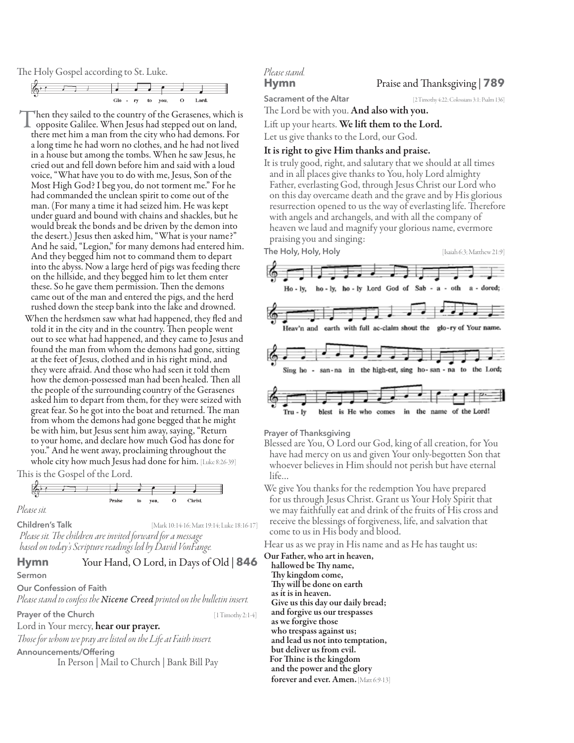The Holy Gospel according to St. Luke.

Glo - ry to you, O Lord.

Then they sailed to the country of the Gerasenes, which is opposite Galilee. When Jesus had stepped out on land, there met him a man from the city who had demons. For a long time he had worn no clothes, and he had not lived in a house but among the tombs. When he saw Jesus, he cried out and fell down before him and said with a loud voice, "What have you to do with me, Jesus, Son of the Most High God? I beg you, do not torment me." For he had commanded the unclean spirit to come out of the man. (For many a time it had seized him. He was kept under guard and bound with chains and shackles, but he would break the bonds and be driven by the demon into the desert.) Jesus then asked him, "What is your name?" And he said, "Legion," for many demons had entered him. And they begged him not to command them to depart into the abyss. Now a large herd of pigs was feeding there on the hillside, and they begged him to let them enter these. So he gave them permission. Then the demons came out of the man and entered the pigs, and the herd rushed down the steep bank into the lake and drowned.

When the herdsmen saw what had happened, they fled and told it in the city and in the country. Then people went out to see what had happened, and they came to Jesus and found the man from whom the demons had gone, sitting at the feet of Jesus, clothed and in his right mind, and they were afraid. And those who had seen it told them how the demon-possessed man had been healed. Then all the people of the surrounding country of the Gerasenes asked him to depart from them, for they were seized with great fear. So he got into the boat and returned. The man from whom the demons had gone begged that he might be with him, but Jesus sent him away, saying, "Return to your home, and declare how much God has done for you." And he went away, proclaiming throughout the whole city how much Jesus had done for him. [Luke 8:26-39]

This is the Gospel of the Lord.

Praise to you, O Christ.

*Please sit.*

**Children's Talk** [Mark 10:14-16; Matt 19:14; Luke 18:16-17]

*Please sit. The children are invited forward for a message based on today's Scripture readings led by David VonFange.*

## Hymn — Your Hand, O Lord, in Days of Old | 846

**Sermon**

**Our Confession of Faith**

*Please stand to confess the **Nicene Creed** printed on the bulletin insert.*

**Prayer of the Church** [1 Timothy 2:1-4]

Lord in Your mercy, **hear our prayer.**

*Those for whom we pray are listed on the Life at Faith insert.*

**Announcements/Offering**

In Person | Mail to Church | Bank Bill Pay

*Please stand.*

## Hymn — Praise and Thanksgiving | 789

**Sacrament of the Altar** [2 Timothy 4:22; Colossians 3:1; Psalm 136]

The Lord be with you. **And also with you.**

Lift up your hearts. **We lift them to the Lord.**

Let us give thanks to the Lord, our God.

**It is right to give Him thanks and praise.**

It is truly good, right, and salutary that we should at all times and in all places give thanks to You, holy Lord almighty Father, everlasting God, through Jesus Christ our Lord who on this day overcame death and the grave and by His glorious resurrection opened to us the way of everlasting life. Therefore with angels and archangels, and with all the company of heaven we laud and magnify your glorious name, evermore praising you and singing:

**The Holy, Holy, Holy** [Isaiah 6:3; Matthew 21:9]

Ho - ly, ho - ly, ho - ly Lord God of Sab - a - oth a - dored;
Heav'n and earth with full ac-claim shout the glo-ry of Your name.
Sing ho - san-na in the high-est, sing ho-san - na to the Lord;
Tru - ly blest is He who comes in the name of the Lord!

**Prayer of Thanksgiving**

Blessed are You, O Lord our God, king of all creation, for You have had mercy on us and given Your only-begotten Son that whoever believes in Him should not perish but have eternal life…

We give You thanks for the redemption You have prepared for us through Jesus Christ. Grant us Your Holy Spirit that we may faithfully eat and drink of the fruits of His cross and receive the blessings of forgiveness, life, and salvation that come to us in His body and blood.

Hear us as we pray in His name and as He has taught us:

**Our Father, who art in heaven,**
**hallowed be Thy name,**
**Thy kingdom come,**
**Thy will be done on earth**
**as it is in heaven.**
**Give us this day our daily bread;**
**and forgive us our trespasses**
**as we forgive those**
**who trespass against us;**
**and lead us not into temptation,**
**but deliver us from evil.**
**For Thine is the kingdom**
**and the power and the glory**
**forever and ever. Amen.** [Matt 6:9-13]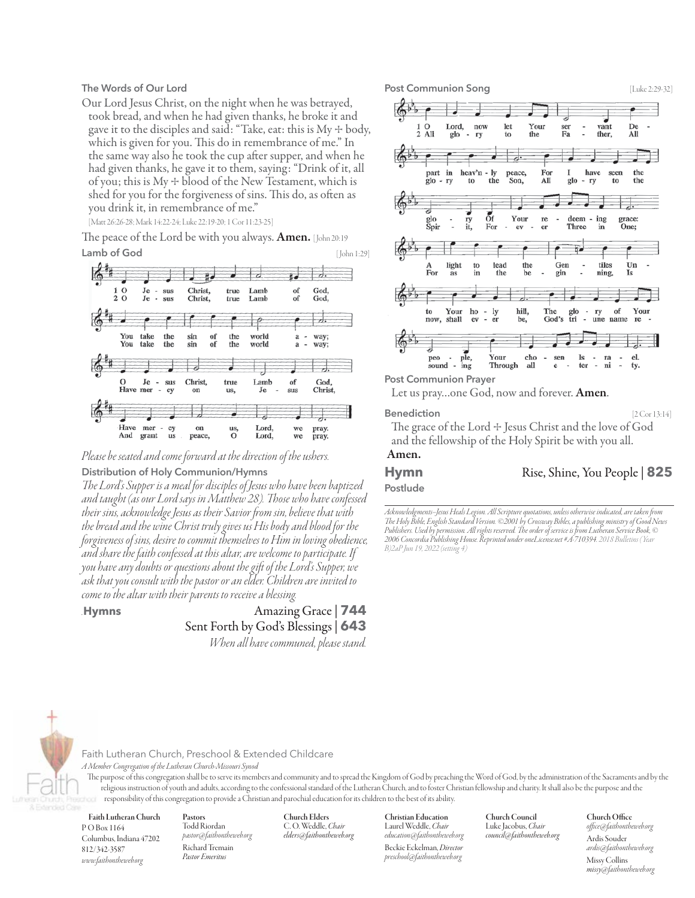### The Words of Our Lord

Our Lord Jesus Christ, on the night when he was betrayed, took bread, and when he had given thanks, he broke it and gave it to the disciples and said: "Take, eat: this is My ✠ body, which is given for you. This do in remembrance of me." In the same way also he took the cup after supper, and when he had given thanks, he gave it to them, saying: "Drink of it, all of you; this is My ✠ blood of the New Testament, which is shed for you for the forgiveness of sins. This do, as often as you drink it, in remembrance of me."

[Matt 26:26-28; Mark 14:22-24; Luke 22:19-20; 1 Cor 11:23-25]

The peace of the Lord be with you always. **Amen.** [John 20:19

### Lamb of God

[John 1:29]

1 O Jesus Christ, true Lamb of God,
You take the sin of the world away;
O Jesus Christ, true Lamb of God,
Have mercy on us, Lord, we pray.

2 O Jesus Christ, true Lamb of God,
You take the sin of the world away;
Have mercy on us, Jesus Christ,
And grant us peace, O Lord, we pray.

*Please be seated and come forward at the direction of the ushers.*

### Distribution of Holy Communion/Hymns

*The Lord's Supper is a meal for disciples of Jesus who have been baptized and taught (as our Lord says in Matthew 28). Those who have confessed their sins, acknowledge Jesus as their Savior from sin, believe that with the bread and the wine Christ truly gives us His body and blood for the forgiveness of sins, desire to commit themselves to Him in loving obedience, and share the faith confessed at this altar, are welcome to participate. If you have any doubts or questions about the gift of the Lord's Supper, we ask that you consult with the pastor or an elder. Children are invited to come to the altar with their parents to receive a blessing.*

**Hymns** Amazing Grace | **744**

Sent Forth by God's Blessings | **643**

*When all have communed, please stand.*

### Post Communion Song

[Luke 2:29-32]

1 O Lord, now let Your servant Depart in heav'n-ly peace, For I have seen the glory Of Your redeeming grace: A light to lead the Gentiles Unto Your holy hill, The glory of Your people, Chosen Israel.

2 All glory to the Father, All glory to the Son, All glory to the Spirit, Forever Three in One; For as in the beginning, Is now, shall ever be, God's triune name resounding Through all eternity.

### Post Communion Prayer

Let us pray...one God, now and forever. **Amen**.

### Benediction

[2 Cor 13:14]

The grace of the Lord ✠ Jesus Christ and the love of God and the fellowship of the Holy Spirit be with you all.

**Amen.**

**Hymn** Rise, Shine, You People | **825**

### Postlude

*Acknowledgments–Jesus Heals Legion. All Scripture quotations, unless otherwise indicated, are taken from The Holy Bible, English Standard Version. ©2001 by Crossway Bibles, a publishing ministry of Good News Publishers. Used by permission. All rights reserved. The order of service is from Lutheran Service Book, © 2006 Concordia Publishing House. Reprinted under oneLicense.net #A-710394. 2018 Bulletins (Year B)2aP Jun 19, 2022 (setting 4)*

Faith Lutheran Church, Preschool & Extended Childcare

*A Member Congregation of the Lutheran Church-Missouri Synod*

The purpose of this congregation shall be to serve its members and community and to spread the Kingdom of God by preaching the Word of God, by the administration of the Sacraments and by the religious instruction of youth and adults, according to the confessional standard of the Lutheran Church, and to foster Christian fellowship and charity. It shall also be the purpose and the responsibility of this congregation to provide a Christian and parochial education for its children to the best of its ability.

**Faith Lutheran Church**
P O Box 1164
Columbus, Indiana 47202
812/342-3587
*www.faithontheweb.org*

**Pastors**
Todd Riordan
*pastor@faithontheweb.org*
Richard Tremain
*Pastor Emeritus*

**Church Elders**
C. O. Weddle, *Chair*
*elders@faithontheweb.org*

**Christian Education**
Laurel Weddle, *Chair*
*education@faithontheweb.org*
Beckie Eckelman, *Director*
*preschool@faithontheweb.org*

**Church Council**
Luke Jacobus, *Chair*
*council@faithontheweb.org*

**Church Office**
*office@faithontheweb.org*
Ardis Souder
*ardis@faithontheweb.org*
Missy Collins
*missy@faithontheweb.org*